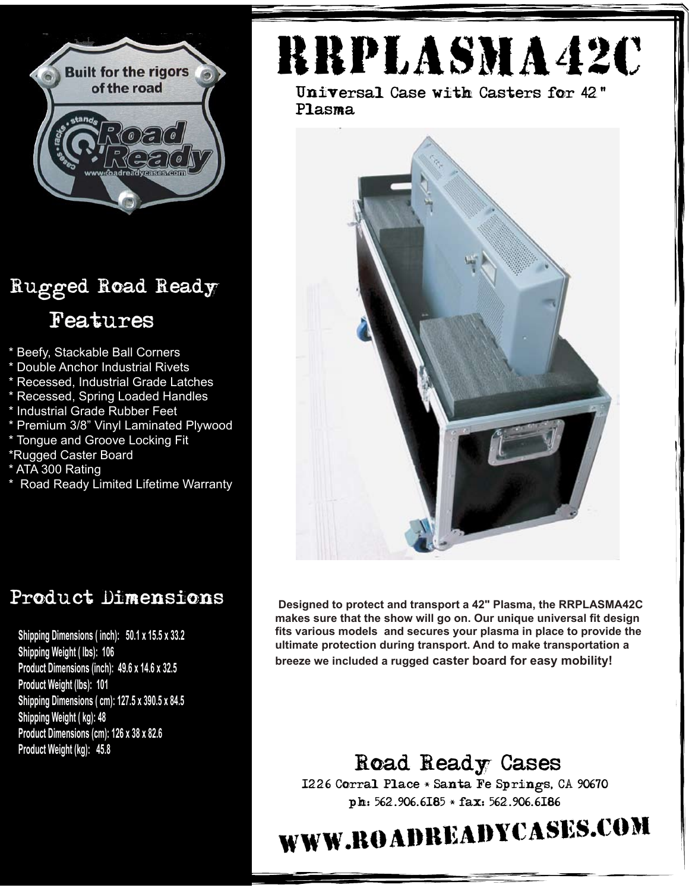# RRPLASMA42C

Universal Case with Casters for 42" Plasma

Designed to protect and transport a 42" Plasma, the RRPLASMA42C makes sure that the show will go on. Our unique universal fit design fits various models and secures your plasma in place to provide the ultimate protection during transport. And to make transportation a breeze we included a rugged caster board for easy mobility!

## Rugged Road Ready Features

* Beefy, Stackable Ball Corners
* Double Anchor Industrial Rivets
* Recessed, Industrial Grade Latches
* Recessed, Spring Loaded Handles
* Industrial Grade Rubber Feet
* Premium 3/8" Vinyl Laminated Plywood
* Tongue and Groove Locking Fit
* Rugged Caster Board
* ATA 300 Rating
* Road Ready Limited Lifetime Warranty

## Product Dimensions

**Shipping Dimensions ( inch): 50.1 x 15.5 x 33.2**
**Shipping Weight ( lbs): 106**
**Product Dimensions (inch): 49.6 x 14.6 x 32.5**
**Product Weight (lbs): 101**
**Shipping Dimensions ( cm): 127.5 x 390.5 x 84.5**
**Shipping Weight ( kg): 48**
**Product Dimensions (cm): 126 x 38 x 82.6**
**Product Weight (kg): 45.8**

## Road Ready Cases

1226 Corral Place * Santa Fe Springs, CA 90670

ph: 562.906.6185 * fax: 562.906.6186

# WWW.ROADREADYCASES.COM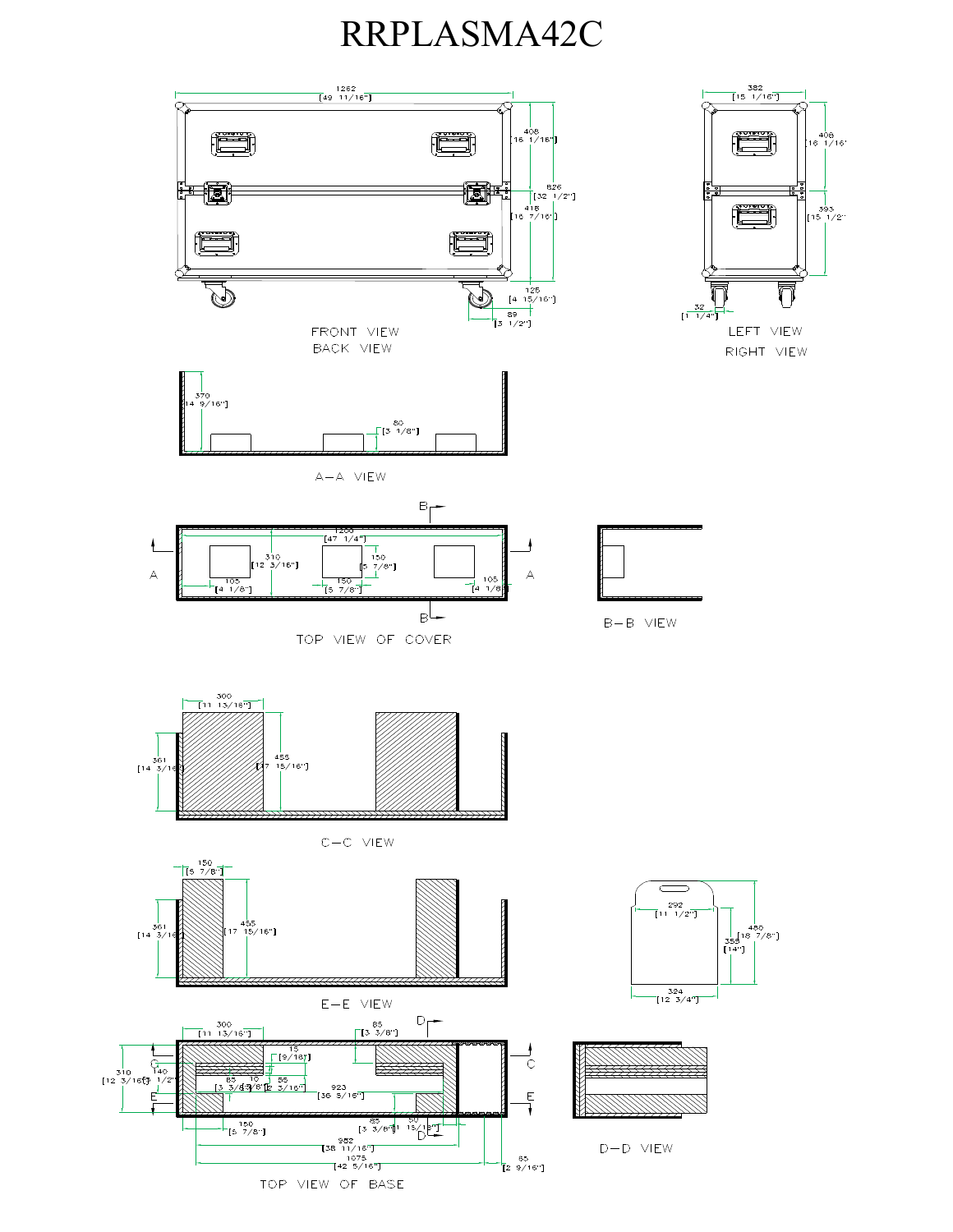# RRPLASMA42C

1262
[49 11/16"]

408
[16 1/16"]

826
[32 1/2"]

418
[16 7/16"]

125
[4 15/16"]

89
[3 1/2"]

FRONT VIEW
BACK VIEW

382
[15 1/16"]

408
[16 1/16"]

393
[15 1/2"]

32
[1 1/4"]

LEFT VIEW
RIGHT VIEW

370
[14 9/16"]

80
[3 1/8"]

A–A VIEW

B

1200
[47 1/4"]

310
[12 3/16"]

150
[5 7/8"]

105
[4 1/8"]

150
[5 7/8"]

105
[4 1/8"]

A A

B

TOP VIEW OF COVER

B–B VIEW

300
[11 13/16"]

361
[14 3/16"]

455
[17 15/16"]

C–C VIEW

150
[5 7/8"]

361
[14 3/16"]

455
[17 15/16"]

E–E VIEW

292
[11 1/2"]

480
[18 7/8"]

356
[14"]

324
[12 3/4"]

300
[11 13/16"]

85
[3 3/8"]

D

15
[9/16"]

310
[12 3/16"]

140
[5 1/2"]

85
[3 3/8"]

10
[3/8"]

56
[2 3/16"]

923
[36 5/16"]

C

E

150
[5 7/8"]

85
[3 3/8"]

50
[1 15/16"]

D

982
[38 11/16"]

1075
[42 5/16"]

65
[2 9/16"]

TOP VIEW OF BASE

D–D VIEW